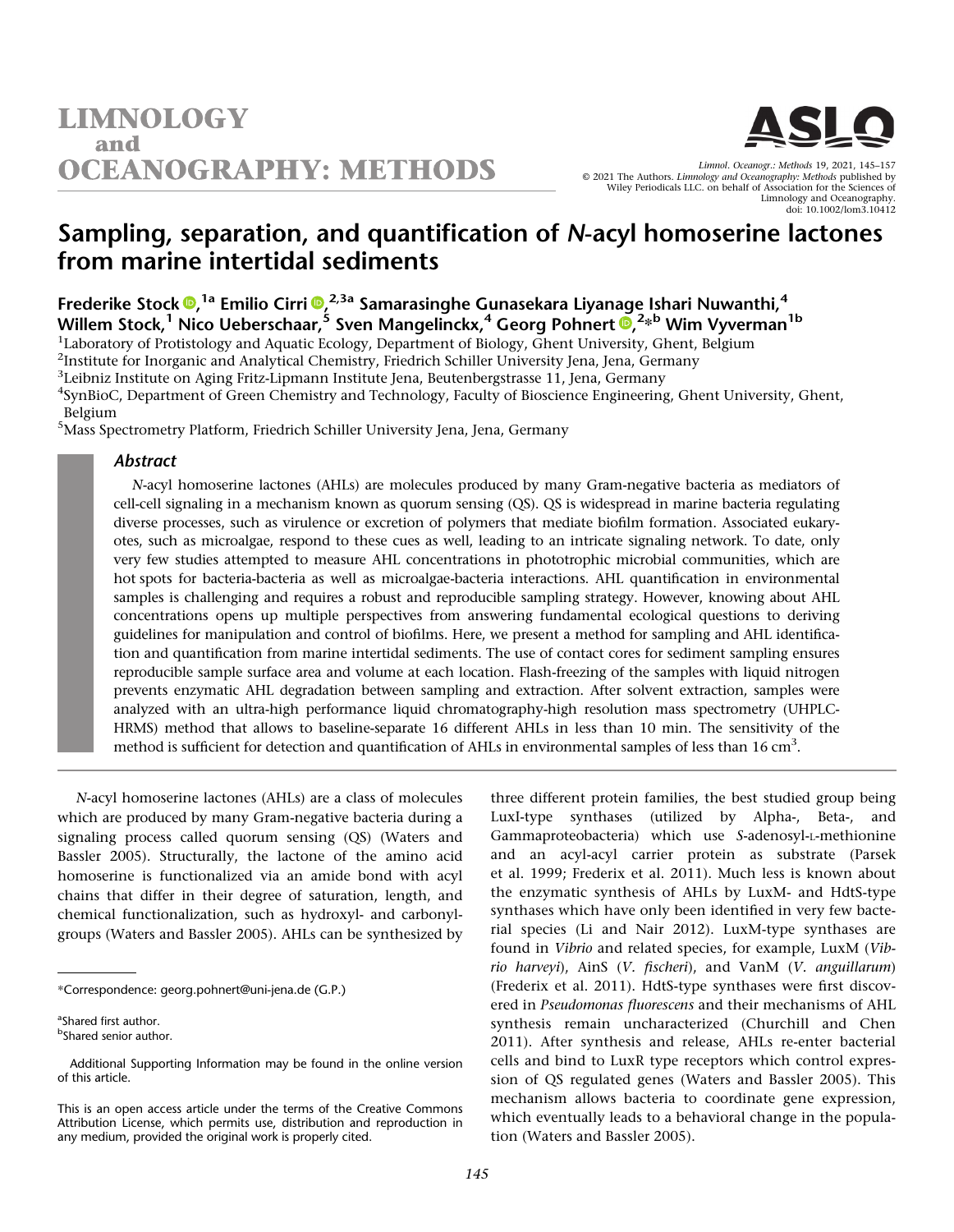# Sampling, separation, and quantification of *N*-acyl homoserine lactones from marine intertidal sediments

**Frederike Stock**[1a] **Emilio Cirri**[2,3a] **Samarasinghe Gunasekara Liyanage Ishari Nuwanthi,**[4] **Willem Stock,**[1] **Nico Ueberschaar,**[5] **Sven Mangelinckx,**[4] **Georg Pohnert**[2*b] **Wim Vyverman**[1b]

[1]Laboratory of Protistology and Aquatic Ecology, Department of Biology, Ghent University, Ghent, Belgium
[2]Institute for Inorganic and Analytical Chemistry, Friedrich Schiller University Jena, Jena, Germany
[3]Leibniz Institute on Aging Fritz-Lipmann Institute Jena, Beutenbergstrasse 11, Jena, Germany
[4]SynBioC, Department of Green Chemistry and Technology, Faculty of Bioscience Engineering, Ghent University, Ghent, Belgium
[5]Mass Spectrometry Platform, Friedrich Schiller University Jena, Jena, Germany

## Abstract

*N*-acyl homoserine lactones (AHLs) are molecules produced by many Gram-negative bacteria as mediators of cell-cell signaling in a mechanism known as quorum sensing (QS). QS is widespread in marine bacteria regulating diverse processes, such as virulence or excretion of polymers that mediate biofilm formation. Associated eukaryotes, such as microalgae, respond to these cues as well, leading to an intricate signaling network. To date, only very few studies attempted to measure AHL concentrations in phototrophic microbial communities, which are hot spots for bacteria-bacteria as well as microalgae-bacteria interactions. AHL quantification in environmental samples is challenging and requires a robust and reproducible sampling strategy. However, knowing about AHL concentrations opens up multiple perspectives from answering fundamental ecological questions to deriving guidelines for manipulation and control of biofilms. Here, we present a method for sampling and AHL identification and quantification from marine intertidal sediments. The use of contact cores for sediment sampling ensures reproducible sample surface area and volume at each location. Flash-freezing of the samples with liquid nitrogen prevents enzymatic AHL degradation between sampling and extraction. After solvent extraction, samples were analyzed with an ultra-high performance liquid chromatography-high resolution mass spectrometry (UHPLC-HRMS) method that allows to baseline-separate 16 different AHLs in less than 10 min. The sensitivity of the method is sufficient for detection and quantification of AHLs in environmental samples of less than 16 $cm^3$.

*N*-acyl homoserine lactones (AHLs) are a class of molecules which are produced by many Gram-negative bacteria during a signaling process called quorum sensing (QS) (Waters and Bassler 2005). Structurally, the lactone of the amino acid homoserine is functionalized via an amide bond with acyl chains that differ in their degree of saturation, length, and chemical functionalization, such as hydroxyl- and carbonyl-groups (Waters and Bassler 2005). AHLs can be synthesized by three different protein families, the best studied group being LuxI-type synthases (utilized by Alpha-, Beta-, and Gammaproteobacteria) which use *S*-adenosyl-L-methionine and an acyl-acyl carrier protein as substrate (Parsek et al. 1999; Frederix et al. 2011). Much less is known about the enzymatic synthesis of AHLs by LuxM- and HdtS-type synthases which have only been identified in very few bacterial species (Li and Nair 2012). LuxM-type synthases are found in *Vibrio* and related species, for example, LuxM (*Vibrio harveyi*), AinS (*V. fischeri*), and VanM (*V. anguillarum*) (Frederix et al. 2011). HdtS-type synthases were first discovered in *Pseudomonas fluorescens* and their mechanisms of AHL synthesis remain uncharacterized (Churchill and Chen 2011). After synthesis and release, AHLs re-enter bacterial cells and bind to LuxR type receptors which control expression of QS regulated genes (Waters and Bassler 2005). This mechanism allows bacteria to coordinate gene expression, which eventually leads to a behavioral change in the population (Waters and Bassler 2005).

*Correspondence: georg.pohnert@uni-jena.de (G.P.)

[a]Shared first author.
[b]Shared senior author.

Additional Supporting Information may be found in the online version of this article.

This is an open access article under the terms of the Creative Commons Attribution License, which permits use, distribution and reproduction in any medium, provided the original work is properly cited.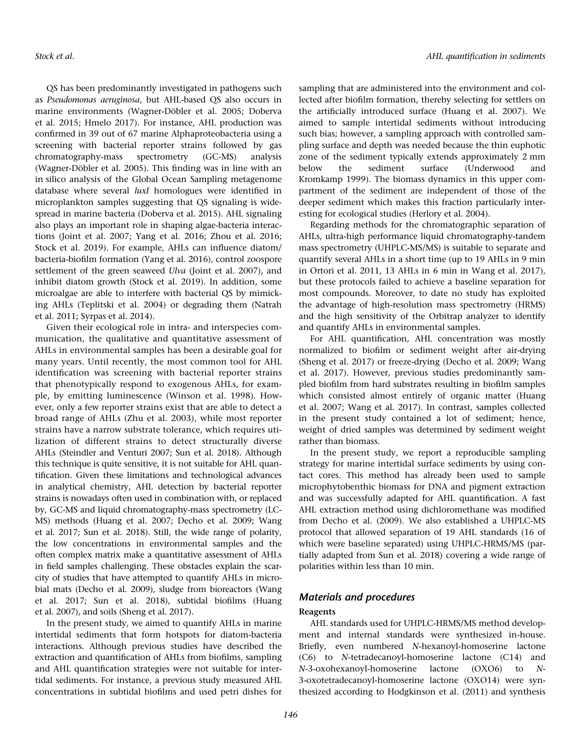QS has been predominantly investigated in pathogens such as *Pseudomonas aeruginosa*, but AHL-based QS also occurs in marine environments (Wagner-Döbler et al. 2005; Doberva et al. 2015; Hmelo 2017). For instance, AHL production was confirmed in 39 out of 67 marine Alphaproteobacteria using a screening with bacterial reporter strains followed by gas chromatography-mass spectrometry (GC-MS) analysis (Wagner-Döbler et al. 2005). This finding was in line with an in silico analysis of the Global Ocean Sampling metagenome database where several *luxI* homologues were identified in microplankton samples suggesting that QS signaling is widespread in marine bacteria (Doberva et al. 2015). AHL signaling also plays an important role in shaping algae-bacteria interactions (Joint et al. 2007; Yang et al. 2016; Zhou et al. 2016; Stock et al. 2019). For example, AHLs can influence diatom/bacteria-biofilm formation (Yang et al. 2016), control zoospore settlement of the green seaweed *Ulva* (Joint et al. 2007), and inhibit diatom growth (Stock et al. 2019). In addition, some microalgae are able to interfere with bacterial QS by mimicking AHLs (Teplitski et al. 2004) or degrading them (Natrah et al. 2011; Syrpas et al. 2014).

Given their ecological role in intra- and interspecies communication, the qualitative and quantitative assessment of AHLs in environmental samples has been a desirable goal for many years. Until recently, the most common tool for AHL identification was screening with bacterial reporter strains that phenotypically respond to exogenous AHLs, for example, by emitting luminescence (Winson et al. 1998). However, only a few reporter strains exist that are able to detect a broad range of AHLs (Zhu et al. 2003), while most reporter strains have a narrow substrate tolerance, which requires utilization of different strains to detect structurally diverse AHLs (Steindler and Venturi 2007; Sun et al. 2018). Although this technique is quite sensitive, it is not suitable for AHL quantification. Given these limitations and technological advances in analytical chemistry, AHL detection by bacterial reporter strains is nowadays often used in combination with, or replaced by, GC-MS and liquid chromatography-mass spectrometry (LC-MS) methods (Huang et al. 2007; Decho et al. 2009; Wang et al. 2017; Sun et al. 2018). Still, the wide range of polarity, the low concentrations in environmental samples and the often complex matrix make a quantitative assessment of AHLs in field samples challenging. These obstacles explain the scarcity of studies that have attempted to quantify AHLs in microbial mats (Decho et al. 2009), sludge from bioreactors (Wang et al. 2017; Sun et al. 2018), subtidal biofilms (Huang et al. 2007), and soils (Sheng et al. 2017).

In the present study, we aimed to quantify AHLs in marine intertidal sediments that form hotspots for diatom-bacteria interactions. Although previous studies have described the extraction and quantification of AHLs from biofilms, sampling and AHL quantification strategies were not suitable for intertidal sediments. For instance, a previous study measured AHL concentrations in subtidal biofilms and used petri dishes for sampling that are administered into the environment and collected after biofilm formation, thereby selecting for settlers on the artificially introduced surface (Huang et al. 2007). We aimed to sample intertidal sediments without introducing such bias; however, a sampling approach with controlled sampling surface and depth was needed because the thin euphotic zone of the sediment typically extends approximately 2 mm below the sediment surface (Underwood and Kromkamp 1999). The biomass dynamics in this upper compartment of the sediment are independent of those of the deeper sediment which makes this fraction particularly interesting for ecological studies (Herlory et al. 2004).

Regarding methods for the chromatographic separation of AHLs, ultra-high performance liquid chromatography-tandem mass spectrometry (UHPLC-MS/MS) is suitable to separate and quantify several AHLs in a short time (up to 19 AHLs in 9 min in Ortori et al. 2011, 13 AHLs in 6 min in Wang et al. 2017), but these protocols failed to achieve a baseline separation for most compounds. Moreover, to date no study has exploited the advantage of high-resolution mass spectrometry (HRMS) and the high sensitivity of the Orbitrap analyzer to identify and quantify AHLs in environmental samples.

For AHL quantification, AHL concentration was mostly normalized to biofilm or sediment weight after air-drying (Sheng et al. 2017) or freeze-drying (Decho et al. 2009; Wang et al. 2017). However, previous studies predominantly sampled biofilm from hard substrates resulting in biofilm samples which consisted almost entirely of organic matter (Huang et al. 2007; Wang et al. 2017). In contrast, samples collected in the present study contained a lot of sediment; hence, weight of dried samples was determined by sediment weight rather than biomass.

In the present study, we report a reproducible sampling strategy for marine intertidal surface sediments by using contact cores. This method has already been used to sample microphytobenthic biomass for DNA and pigment extraction and was successfully adapted for AHL quantification. A fast AHL extraction method using dichloromethane was modified from Decho et al. (2009). We also established a UHPLC-MS protocol that allowed separation of 19 AHL standards (16 of which were baseline separated) using UHPLC-HRMS/MS (partially adapted from Sun et al. 2018) covering a wide range of polarities within less than 10 min.

## Materials and procedures

### Reagents

AHL standards used for UHPLC-HRMS/MS method development and internal standards were synthesized in-house. Briefly, even numbered *N*-hexanoyl-homoserine lactone (C6) to *N*-tetradecanoyl-homoserine lactone (C14) and *N*-3-oxohexanoyl-homoserine lactone (OXO6) to *N*-3-oxotetradecanoyl-homoserine lactone (OXO14) were synthesized according to Hodgkinson et al. (2011) and synthesis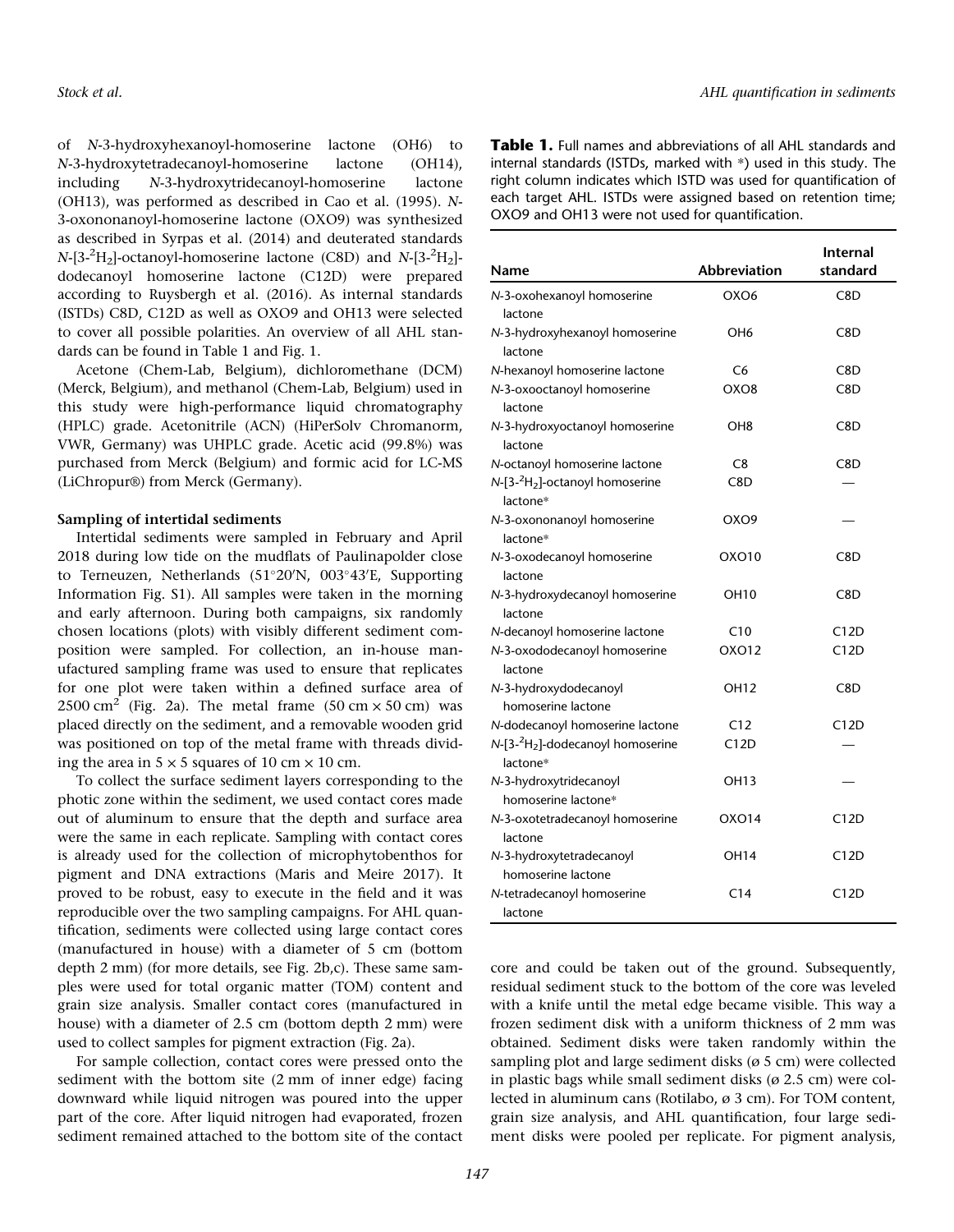of *N*-3-hydroxyhexanoyl-homoserine lactone (OH6) to *N*-3-hydroxytetradecanoyl-homoserine lactone (OH14), including *N*-3-hydroxytridecanoyl-homoserine lactone (OH13), was performed as described in Cao et al. (1995). *N*-3-oxononanoyl-homoserine lactone (OXO9) was synthesized as described in Syrpas et al. (2014) and deuterated standards *N*-[3-$^2H_2$]-octanoyl-homoserine lactone (C8D) and *N*-[3-$^2H_2$]-dodecanoyl homoserine lactone (C12D) were prepared according to Ruysbergh et al. (2016). As internal standards (ISTDs) C8D, C12D as well as OXO9 and OH13 were selected to cover all possible polarities. An overview of all AHL standards can be found in Table 1 and Fig. 1.

Acetone (Chem-Lab, Belgium), dichloromethane (DCM) (Merck, Belgium), and methanol (Chem-Lab, Belgium) used in this study were high-performance liquid chromatography (HPLC) grade. Acetonitrile (ACN) (HiPerSolv Chromanorm, VWR, Germany) was UHPLC grade. Acetic acid (99.8%) was purchased from Merck (Belgium) and formic acid for LC-MS (LiChropur®) from Merck (Germany).

**Sampling of intertidal sediments**

Intertidal sediments were sampled in February and April 2018 during low tide on the mudflats of Paulinapolder close to Terneuzen, Netherlands (51°20′N, 003°43′E, Supporting Information Fig. S1). All samples were taken in the morning and early afternoon. During both campaigns, six randomly chosen locations (plots) with visibly different sediment composition were sampled. For collection, an in-house manufactured sampling frame was used to ensure that replicates for one plot were taken within a defined surface area of 2500 $cm^2$ (Fig. 2a). The metal frame (50 cm × 50 cm) was placed directly on the sediment, and a removable wooden grid was positioned on top of the metal frame with threads dividing the area in 5 × 5 squares of 10 cm × 10 cm.

To collect the surface sediment layers corresponding to the photic zone within the sediment, we used contact cores made out of aluminum to ensure that the depth and surface area were the same in each replicate. Sampling with contact cores is already used for the collection of microphytobenthos for pigment and DNA extractions (Maris and Meire 2017). It proved to be robust, easy to execute in the field and it was reproducible over the two sampling campaigns. For AHL quantification, sediments were collected using large contact cores (manufactured in house) with a diameter of 5 cm (bottom depth 2 mm) (for more details, see Fig. 2b,c). These same samples were used for total organic matter (TOM) content and grain size analysis. Smaller contact cores (manufactured in house) with a diameter of 2.5 cm (bottom depth 2 mm) were used to collect samples for pigment extraction (Fig. 2a).

For sample collection, contact cores were pressed onto the sediment with the bottom site (2 mm of inner edge) facing downward while liquid nitrogen was poured into the upper part of the core. After liquid nitrogen had evaporated, frozen sediment remained attached to the bottom site of the contact core and could be taken out of the ground. Subsequently, residual sediment stuck to the bottom of the core was leveled with a knife until the metal edge became visible. This way a frozen sediment disk with a uniform thickness of 2 mm was obtained. Sediment disks were taken randomly within the sampling plot and large sediment disks (ø 5 cm) were collected in plastic bags while small sediment disks (ø 2.5 cm) were collected in aluminum cans (Rotilabo, ø 3 cm). For TOM content, grain size analysis, and AHL quantification, four large sediment disks were pooled per replicate. For pigment analysis,

**Table 1.** Full names and abbreviations of all AHL standards and internal standards (ISTDs, marked with *) used in this study. The right column indicates which ISTD was used for quantification of each target AHL. ISTDs were assigned based on retention time; OXO9 and OH13 were not used for quantification.

| Name | Abbreviation | Internal standard |
|---|---|---|
| *N*-3-oxohexanoyl homoserine lactone | OXO6 | C8D |
| *N*-3-hydroxyhexanoyl homoserine lactone | OH6 | C8D |
| *N*-hexanoyl homoserine lactone | C6 | C8D |
| *N*-3-oxooctanoyl homoserine lactone | OXO8 | C8D |
| *N*-3-hydroxyoctanoyl homoserine lactone | OH8 | C8D |
| *N*-octanoyl homoserine lactone | C8 | C8D |
| *N*-[3-$^2H_2$]-octanoyl homoserine lactone* | C8D | — |
| *N*-3-oxononanoyl homoserine lactone* | OXO9 | — |
| *N*-3-oxodecanoyl homoserine lactone | OXO10 | C8D |
| *N*-3-hydroxydecanoyl homoserine lactone | OH10 | C8D |
| *N*-decanoyl homoserine lactone | C10 | C12D |
| *N*-3-oxododecanoyl homoserine lactone | OXO12 | C12D |
| *N*-3-hydroxydodecanoyl homoserine lactone | OH12 | C8D |
| *N*-dodecanoyl homoserine lactone | C12 | C12D |
| *N*-[3-$^2H_2$]-dodecanoyl homoserine lactone* | C12D | — |
| *N*-3-hydroxytridecanoyl homoserine lactone* | OH13 | — |
| *N*-3-oxotetradecanoyl homoserine lactone | OXO14 | C12D |
| *N*-3-hydroxytetradecanoyl homoserine lactone | OH14 | C12D |
| *N*-tetradecanoyl homoserine lactone | C14 | C12D |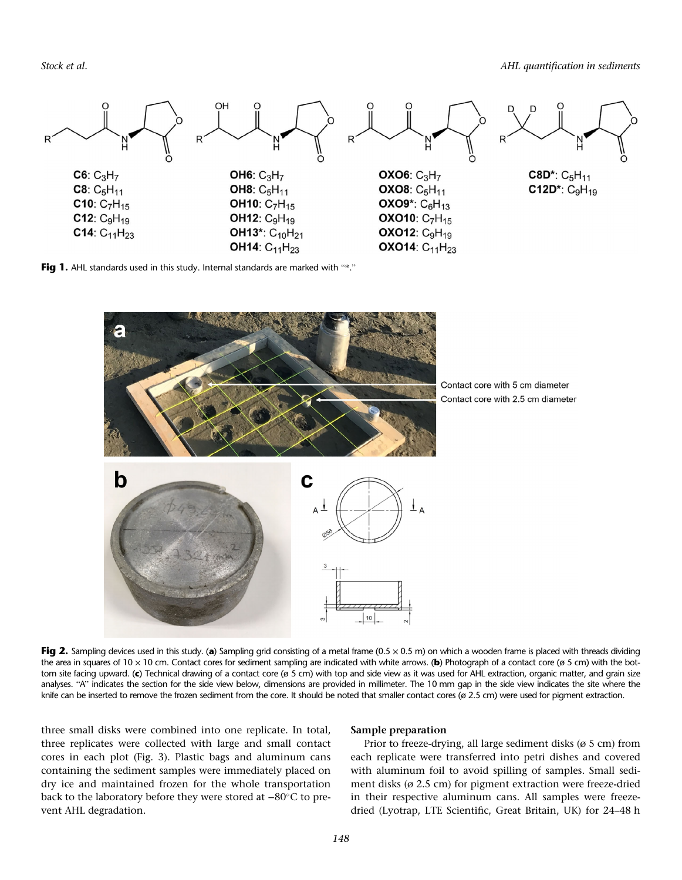C6: $C_3H_7$
C8: $C_5H_{11}$
C10: $C_7H_{15}$
C12: $C_9H_{19}$
C14: $C_{11}H_{23}$

OH6: $C_3H_7$
OH8: $C_5H_{11}$
OH10: $C_7H_{15}$
OH12: $C_9H_{19}$
OH13*: $C_{10}H_{21}$
OH14: $C_{11}H_{23}$

OXO6: $C_3H_7$
OXO8: $C_5H_{11}$
OXO9*: $C_6H_{13}$
OXO10: $C_7H_{15}$
OXO12: $C_9H_{19}$
OXO14: $C_{11}H_{23}$

C8D*: $C_5H_{11}$
C12D*: $C_9H_{19}$

**Fig 1.** AHL standards used in this study. Internal standards are marked with "*."

**Fig 2.** Sampling devices used in this study. (**a**) Sampling grid consisting of a metal frame (0.5 × 0.5 m) on which a wooden frame is placed with threads dividing the area in squares of 10 × 10 cm. Contact cores for sediment sampling are indicated with white arrows. (**b**) Photograph of a contact core (ø 5 cm) with the bottom site facing upward. (**c**) Technical drawing of a contact core (ø 5 cm) with top and side view as it was used for AHL extraction, organic matter, and grain size analyses. "A" indicates the section for the side view below, dimensions are provided in millimeter. The 10 mm gap in the side view indicates the site where the knife can be inserted to remove the frozen sediment from the core. It should be noted that smaller contact cores (ø 2.5 cm) were used for pigment extraction.

three small disks were combined into one replicate. In total, three replicates were collected with large and small contact cores in each plot (Fig. 3). Plastic bags and aluminum cans containing the sediment samples were immediately placed on dry ice and maintained frozen for the whole transportation back to the laboratory before they were stored at −80°C to prevent AHL degradation.

### Sample preparation

Prior to freeze-drying, all large sediment disks (ø 5 cm) from each replicate were transferred into petri dishes and covered with aluminum foil to avoid spilling of samples. Small sediment disks (ø 2.5 cm) for pigment extraction were freeze-dried in their respective aluminum cans. All samples were freeze-dried (Lyotrap, LTE Scientific, Great Britain, UK) for 24–48 h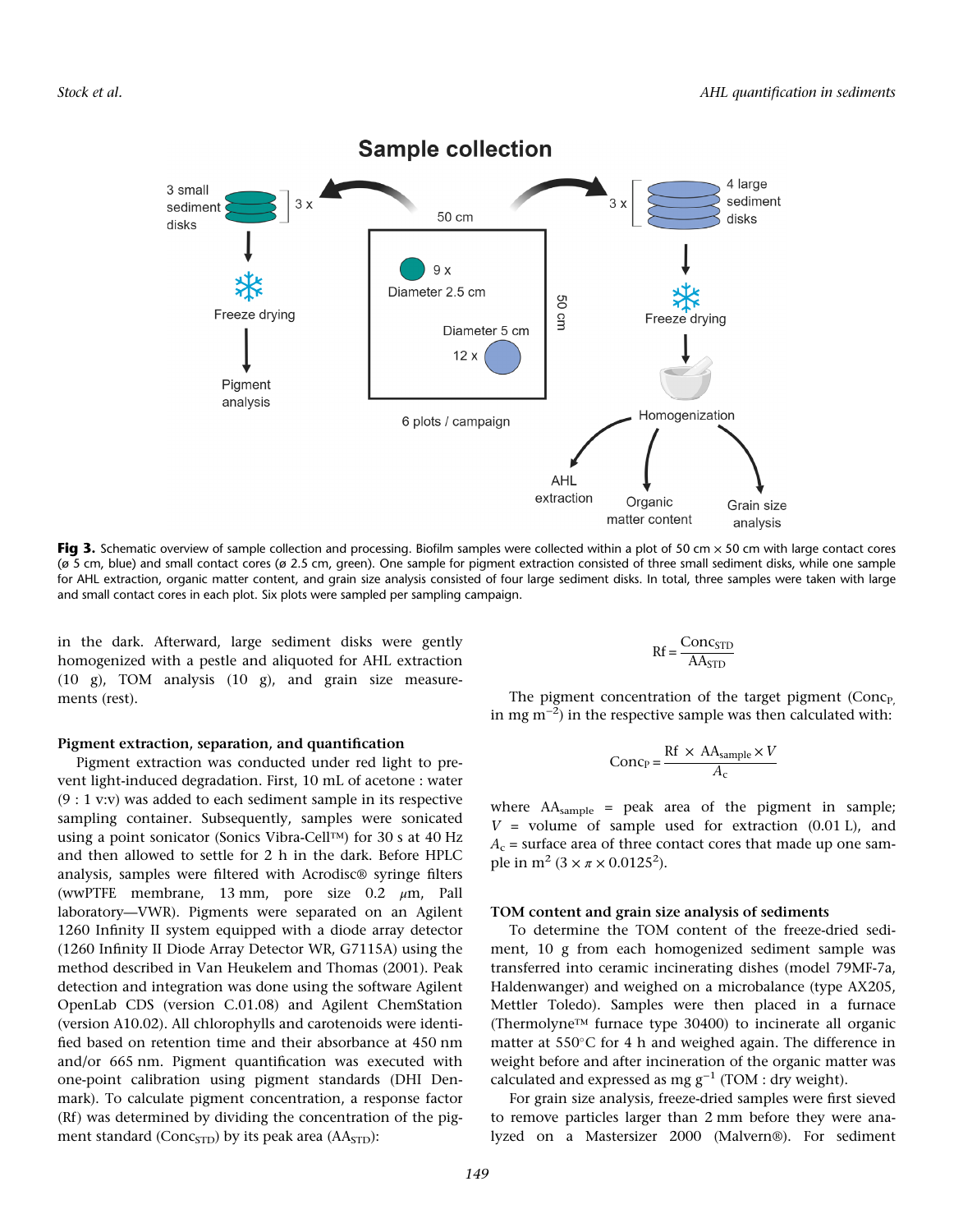Fig 3. Schematic overview of sample collection and processing. Biofilm samples were collected within a plot of 50 cm × 50 cm with large contact cores (ø 5 cm, blue) and small contact cores (ø 2.5 cm, green). One sample for pigment extraction consisted of three small sediment disks, while one sample for AHL extraction, organic matter content, and grain size analysis consisted of four large sediment disks. In total, three samples were taken with large and small contact cores in each plot. Six plots were sampled per sampling campaign.

in the dark. Afterward, large sediment disks were gently homogenized with a pestle and aliquoted for AHL extraction (10 g), TOM analysis (10 g), and grain size measurements (rest).

### Pigment extraction, separation, and quantification

Pigment extraction was conducted under red light to prevent light-induced degradation. First, 10 mL of acetone : water (9 : 1 v:v) was added to each sediment sample in its respective sampling container. Subsequently, samples were sonicated using a point sonicator (Sonics Vibra-Cell™) for 30 s at 40 Hz and then allowed to settle for 2 h in the dark. Before HPLC analysis, samples were filtered with Acrodisc® syringe filters (wwPTFE membrane, 13 mm, pore size 0.2 μm, Pall laboratory—VWR). Pigments were separated on an Agilent 1260 Infinity II system equipped with a diode array detector (1260 Infinity II Diode Array Detector WR, G7115A) using the method described in Van Heukelem and Thomas (2001). Peak detection and integration was done using the software Agilent OpenLab CDS (version C.01.08) and Agilent ChemStation (version A10.02). All chlorophylls and carotenoids were identified based on retention time and their absorbance at 450 nm and/or 665 nm. Pigment quantification was executed with one-point calibration using pigment standards (DHI Denmark). To calculate pigment concentration, a response factor (Rf) was determined by dividing the concentration of the pigment standard ($Conc_{STD}$) by its peak area ($AA_{STD}$):

$$\mathrm{Rf} = \frac{\mathrm{Conc}_{\mathrm{STD}}}{\mathrm{AA}_{\mathrm{STD}}}$$

The pigment concentration of the target pigment ($Conc_{P,}$ in mg m$^{-2}$) in the respective sample was then calculated with:

$$\mathrm{Conc}_{\mathrm{P}} = \frac{\mathrm{Rf} \times \mathrm{AA}_{\mathrm{sample}} \times V}{A_{\mathrm{c}}}$$

where $AA_{sample}$ = peak area of the pigment in sample; $V$ = volume of sample used for extraction (0.01 L), and $A_c$ = surface area of three contact cores that made up one sample in m$^2$ ($3 \times \pi \times 0.0125^2$).

### TOM content and grain size analysis of sediments

To determine the TOM content of the freeze-dried sediment, 10 g from each homogenized sediment sample was transferred into ceramic incinerating dishes (model 79MF-7a, Haldenwanger) and weighed on a microbalance (type AX205, Mettler Toledo). Samples were then placed in a furnace (Thermolyne™ furnace type 30400) to incinerate all organic matter at 550°C for 4 h and weighed again. The difference in weight before and after incineration of the organic matter was calculated and expressed as mg g$^{-1}$ (TOM : dry weight).

For grain size analysis, freeze-dried samples were first sieved to remove particles larger than 2 mm before they were analyzed on a Mastersizer 2000 (Malvern®). For sediment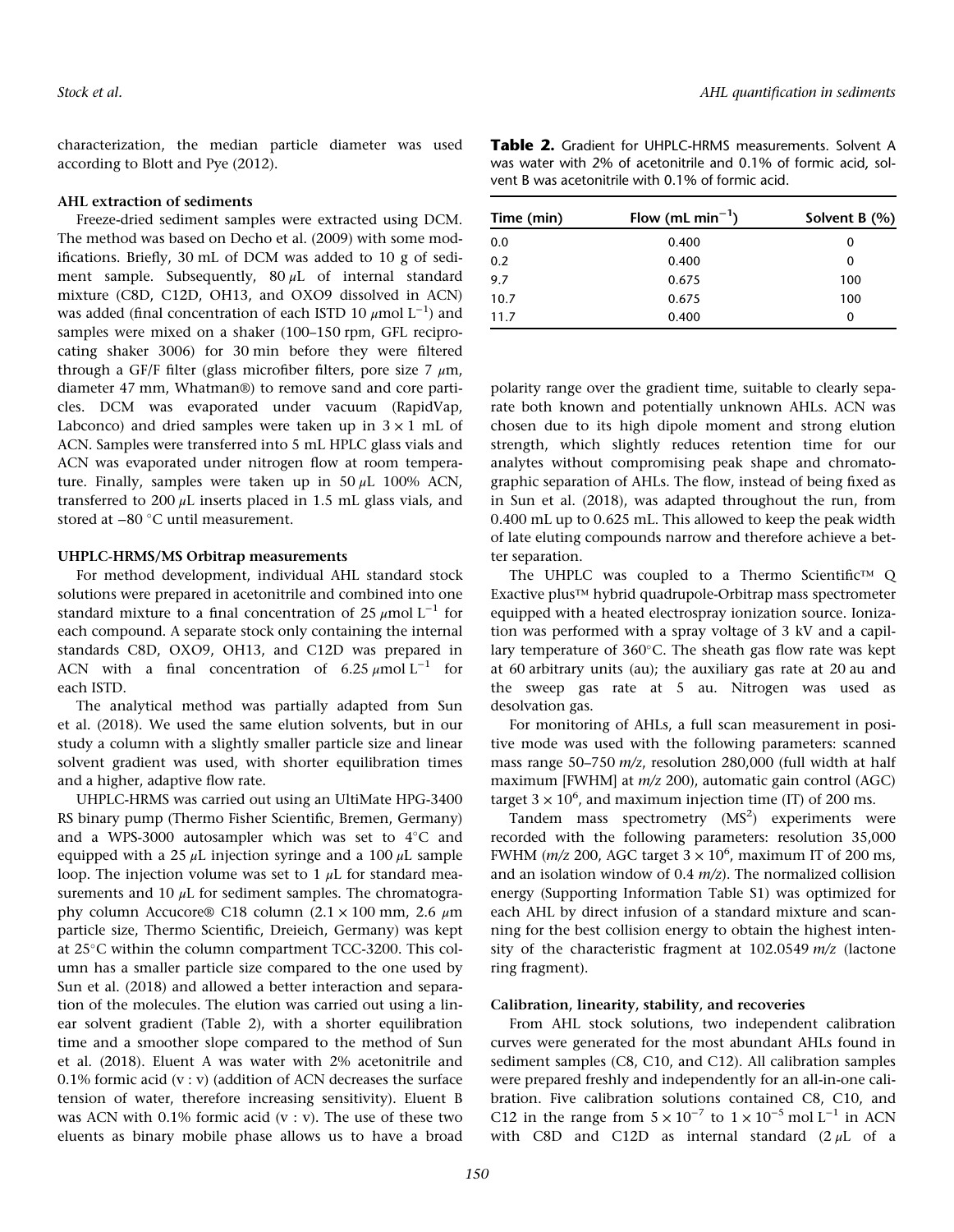characterization, the median particle diameter was used according to Blott and Pye (2012).

### AHL extraction of sediments

Freeze-dried sediment samples were extracted using DCM. The method was based on Decho et al. (2009) with some modifications. Briefly, 30 mL of DCM was added to 10 g of sediment sample. Subsequently, 80 $\mu$L of internal standard mixture (C8D, C12D, OH13, and OXO9 dissolved in ACN) was added (final concentration of each ISTD 10 $\mu$mol L$^{-1}$) and samples were mixed on a shaker (100–150 rpm, GFL reciprocating shaker 3006) for 30 min before they were filtered through a GF/F filter (glass microfiber filters, pore size 7 $\mu$m, diameter 47 mm, Whatman®) to remove sand and core particles. DCM was evaporated under vacuum (RapidVap, Labconco) and dried samples were taken up in $3 \times 1$ mL of ACN. Samples were transferred into 5 mL HPLC glass vials and ACN was evaporated under nitrogen flow at room temperature. Finally, samples were taken up in 50 $\mu$L 100% ACN, transferred to 200 $\mu$L inserts placed in 1.5 mL glass vials, and stored at −80 °C until measurement.

### UHPLC-HRMS/MS Orbitrap measurements

For method development, individual AHL standard stock solutions were prepared in acetonitrile and combined into one standard mixture to a final concentration of 25 $\mu$mol L$^{-1}$ for each compound. A separate stock only containing the internal standards C8D, OXO9, OH13, and C12D was prepared in ACN with a final concentration of 6.25 $\mu$mol L$^{-1}$ for each ISTD.

The analytical method was partially adapted from Sun et al. (2018). We used the same elution solvents, but in our study a column with a slightly smaller particle size and linear solvent gradient was used, with shorter equilibration times and a higher, adaptive flow rate.

UHPLC-HRMS was carried out using an UltiMate HPG-3400 RS binary pump (Thermo Fisher Scientific, Bremen, Germany) and a WPS-3000 autosampler which was set to 4°C and equipped with a 25 $\mu$L injection syringe and a 100 $\mu$L sample loop. The injection volume was set to 1 $\mu$L for standard measurements and 10 $\mu$L for sediment samples. The chromatography column Accucore® C18 column ($2.1 \times 100$ mm, 2.6 $\mu$m particle size, Thermo Scientific, Dreieich, Germany) was kept at 25°C within the column compartment TCC-3200. This column has a smaller particle size compared to the one used by Sun et al. (2018) and allowed a better interaction and separation of the molecules. The elution was carried out using a linear solvent gradient (Table 2), with a shorter equilibration time and a smoother slope compared to the method of Sun et al. (2018). Eluent A was water with 2% acetonitrile and 0.1% formic acid (v : v) (addition of ACN decreases the surface tension of water, therefore increasing sensitivity). Eluent B was ACN with 0.1% formic acid (v : v). The use of these two eluents as binary mobile phase allows us to have a broad polarity range over the gradient time, suitable to clearly separate both known and potentially unknown AHLs. ACN was chosen due to its high dipole moment and strong elution strength, which slightly reduces retention time for our analytes without compromising peak shape and chromatographic separation of AHLs. The flow, instead of being fixed as in Sun et al. (2018), was adapted throughout the run, from 0.400 mL up to 0.625 mL. This allowed to keep the peak width of late eluting compounds narrow and therefore achieve a better separation.

**Table 2.** Gradient for UHPLC-HRMS measurements. Solvent A was water with 2% of acetonitrile and 0.1% of formic acid, solvent B was acetonitrile with 0.1% of formic acid.

| Time (min) | Flow (mL min$^{-1}$) | Solvent B (%) |
|---|---|---|
| 0.0 | 0.400 | 0 |
| 0.2 | 0.400 | 0 |
| 9.7 | 0.675 | 100 |
| 10.7 | 0.675 | 100 |
| 11.7 | 0.400 | 0 |

The UHPLC was coupled to a Thermo Scientific™ Q Exactive plus™ hybrid quadrupole-Orbitrap mass spectrometer equipped with a heated electrospray ionization source. Ionization was performed with a spray voltage of 3 kV and a capillary temperature of 360°C. The sheath gas flow rate was kept at 60 arbitrary units (au); the auxiliary gas rate at 20 au and the sweep gas rate at 5 au. Nitrogen was used as desolvation gas.

For monitoring of AHLs, a full scan measurement in positive mode was used with the following parameters: scanned mass range 50–750 *m/z*, resolution 280,000 (full width at half maximum [FWHM] at *m/z* 200), automatic gain control (AGC) target $3 \times 10^6$, and maximum injection time (IT) of 200 ms.

Tandem mass spectrometry (MS$^2$) experiments were recorded with the following parameters: resolution 35,000 FWHM (*m/z* 200, AGC target $3 \times 10^6$, maximum IT of 200 ms, and an isolation window of 0.4 *m/z*). The normalized collision energy (Supporting Information Table S1) was optimized for each AHL by direct infusion of a standard mixture and scanning for the best collision energy to obtain the highest intensity of the characteristic fragment at 102.0549 *m/z* (lactone ring fragment).

### Calibration, linearity, stability, and recoveries

From AHL stock solutions, two independent calibration curves were generated for the most abundant AHLs found in sediment samples (C8, C10, and C12). All calibration samples were prepared freshly and independently for an all-in-one calibration. Five calibration solutions contained C8, C10, and C12 in the range from $5 \times 10^{-7}$ to $1 \times 10^{-5}$ mol L$^{-1}$ in ACN with C8D and C12D as internal standard (2 $\mu$L of a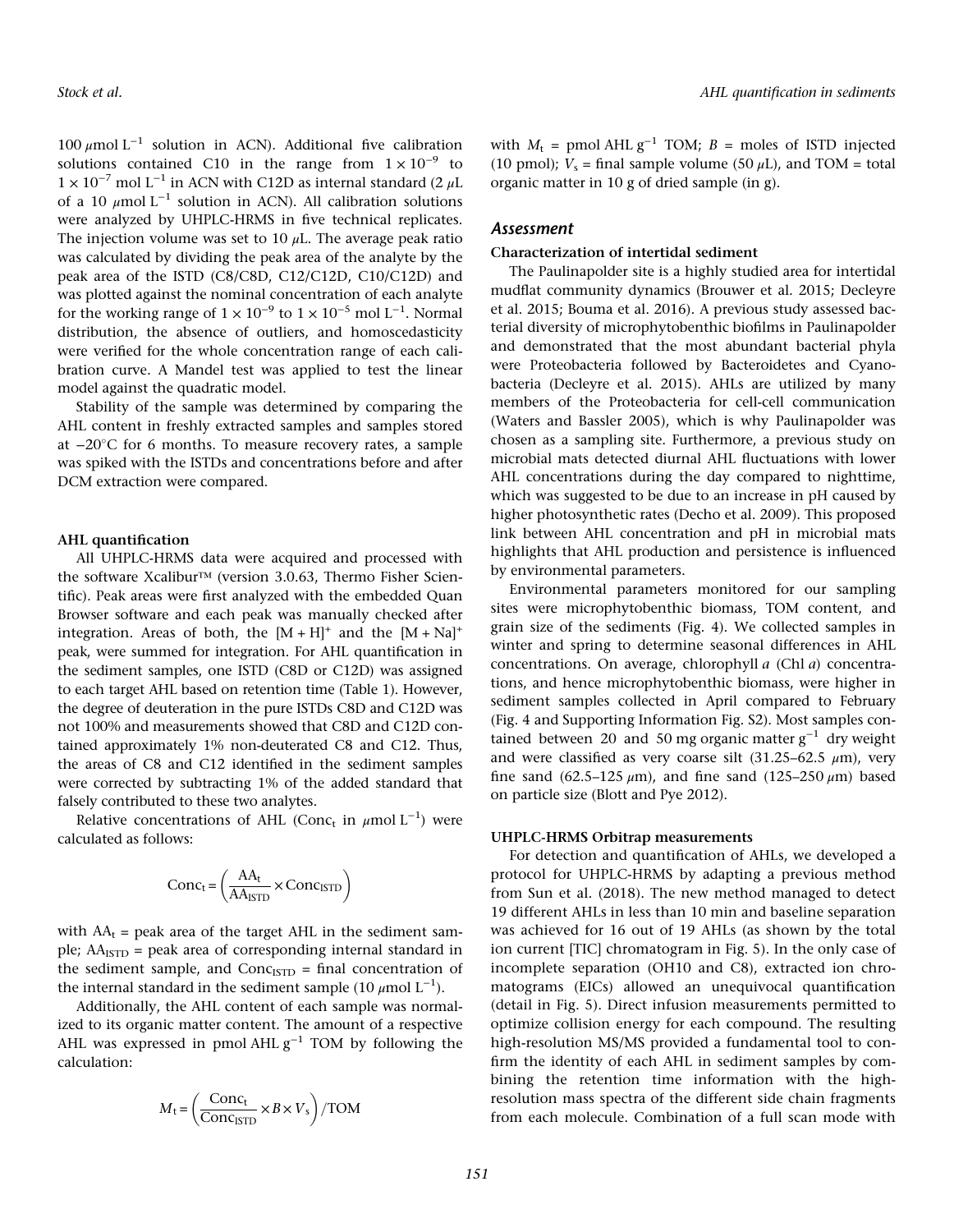100 $\mu$mol L$^{-1}$ solution in ACN). Additional five calibration solutions contained C10 in the range from $1 \times 10^{-9}$ to $1 \times 10^{-7}$ mol L$^{-1}$ in ACN with C12D as internal standard (2 $\mu$L of a 10 $\mu$mol L$^{-1}$ solution in ACN). All calibration solutions were analyzed by UHPLC-HRMS in five technical replicates. The injection volume was set to 10 $\mu$L. The average peak ratio was calculated by dividing the peak area of the analyte by the peak area of the ISTD (C8/C8D, C12/C12D, C10/C12D) and was plotted against the nominal concentration of each analyte for the working range of $1 \times 10^{-9}$ to $1 \times 10^{-5}$ mol L$^{-1}$. Normal distribution, the absence of outliers, and homoscedasticity were verified for the whole concentration range of each calibration curve. A Mandel test was applied to test the linear model against the quadratic model.

Stability of the sample was determined by comparing the AHL content in freshly extracted samples and samples stored at −20°C for 6 months. To measure recovery rates, a sample was spiked with the ISTDs and concentrations before and after DCM extraction were compared.

#### AHL quantification

All UHPLC-HRMS data were acquired and processed with the software Xcalibur™ (version 3.0.63, Thermo Fisher Scientific). Peak areas were first analyzed with the embedded Quan Browser software and each peak was manually checked after integration. Areas of both, the $[M + H]^+$ and the $[M + Na]^+$ peak, were summed for integration. For AHL quantification in the sediment samples, one ISTD (C8D or C12D) was assigned to each target AHL based on retention time (Table 1). However, the degree of deuteration in the pure ISTDs C8D and C12D was not 100% and measurements showed that C8D and C12D contained approximately 1% non-deuterated C8 and C12. Thus, the areas of C8 and C12 identified in the sediment samples were corrected by subtracting 1% of the added standard that falsely contributed to these two analytes.

Relative concentrations of AHL (Conc$_t$ in $\mu$mol L$^{-1}$) were calculated as follows:

$$\text{Conc}_t = \left( \frac{\text{AA}_t}{\text{AA}_{\text{ISTD}}} \times \text{Conc}_{\text{ISTD}} \right)$$

with AA$_t$ = peak area of the target AHL in the sediment sample; AA$_{\text{ISTD}}$ = peak area of corresponding internal standard in the sediment sample, and Conc$_{\text{ISTD}}$ = final concentration of the internal standard in the sediment sample (10 $\mu$mol L$^{-1}$).

Additionally, the AHL content of each sample was normalized to its organic matter content. The amount of a respective AHL was expressed in pmol AHL g$^{-1}$ TOM by following the calculation:

$$M_t = \left( \frac{\text{Conc}_t}{\text{Conc}_{\text{ISTD}}} \times B \times V_s \right) / \text{TOM}$$

with $M_t$ = pmol AHL g$^{-1}$ TOM; $B$ = moles of ISTD injected (10 pmol); $V_s$ = final sample volume (50 $\mu$L), and TOM = total organic matter in 10 g of dried sample (in g).

## Assessment

#### Characterization of intertidal sediment

The Paulinapolder site is a highly studied area for intertidal mudflat community dynamics (Brouwer et al. 2015; Decleyre et al. 2015; Bouma et al. 2016). A previous study assessed bacterial diversity of microphytobenthic biofilms in Paulinapolder and demonstrated that the most abundant bacterial phyla were Proteobacteria followed by Bacteroidetes and Cyanobacteria (Decleyre et al. 2015). AHLs are utilized by many members of the Proteobacteria for cell-cell communication (Waters and Bassler 2005), which is why Paulinapolder was chosen as a sampling site. Furthermore, a previous study on microbial mats detected diurnal AHL fluctuations with lower AHL concentrations during the day compared to nighttime, which was suggested to be due to an increase in pH caused by higher photosynthetic rates (Decho et al. 2009). This proposed link between AHL concentration and pH in microbial mats highlights that AHL production and persistence is influenced by environmental parameters.

Environmental parameters monitored for our sampling sites were microphytobenthic biomass, TOM content, and grain size of the sediments (Fig. 4). We collected samples in winter and spring to determine seasonal differences in AHL concentrations. On average, chlorophyll *a* (Chl *a*) concentrations, and hence microphytobenthic biomass, were higher in sediment samples collected in April compared to February (Fig. 4 and Supporting Information Fig. S2). Most samples contained between 20 and 50 mg organic matter g$^{-1}$ dry weight and were classified as very coarse silt (31.25–62.5 $\mu$m), very fine sand (62.5–125 $\mu$m), and fine sand (125–250 $\mu$m) based on particle size (Blott and Pye 2012).

#### UHPLC-HRMS Orbitrap measurements

For detection and quantification of AHLs, we developed a protocol for UHPLC-HRMS by adapting a previous method from Sun et al. (2018). The new method managed to detect 19 different AHLs in less than 10 min and baseline separation was achieved for 16 out of 19 AHLs (as shown by the total ion current [TIC] chromatogram in Fig. 5). In the only case of incomplete separation (OH10 and C8), extracted ion chromatograms (EICs) allowed an unequivocal quantification (detail in Fig. 5). Direct infusion measurements permitted to optimize collision energy for each compound. The resulting high-resolution MS/MS provided a fundamental tool to confirm the identity of each AHL in sediment samples by combining the retention time information with the high-resolution mass spectra of the different side chain fragments from each molecule. Combination of a full scan mode with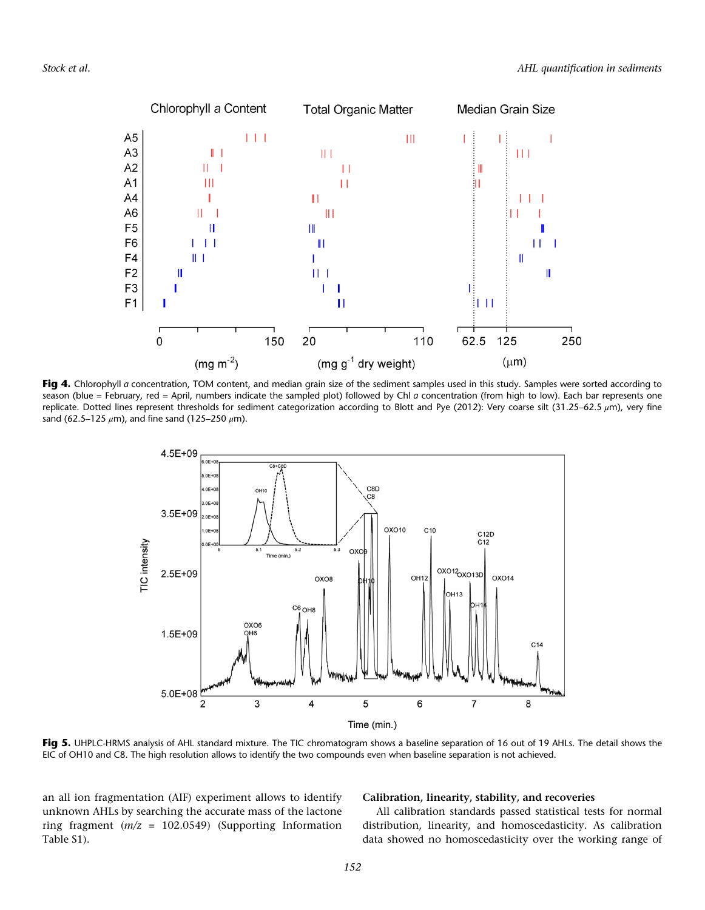**Fig 4.** Chlorophyll *a* concentration, TOM content, and median grain size of the sediment samples used in this study. Samples were sorted according to season (blue = February, red = April, numbers indicate the sampled plot) followed by Chl *a* concentration (from high to low). Each bar represents one replicate. Dotted lines represent thresholds for sediment categorization according to Blott and Pye (2012): Very coarse silt (31.25–62.5 $\mu$m), very fine sand (62.5–125 $\mu$m), and fine sand (125–250 $\mu$m).

**Fig 5.** UHPLC-HRMS analysis of AHL standard mixture. The TIC chromatogram shows a baseline separation of 16 out of 19 AHLs. The detail shows the EIC of OH10 and C8. The high resolution allows to identify the two compounds even when baseline separation is not achieved.

an all ion fragmentation (AIF) experiment allows to identify unknown AHLs by searching the accurate mass of the lactone ring fragment ($m/z$ = 102.0549) (Supporting Information Table S1).

### Calibration, linearity, stability, and recoveries

All calibration standards passed statistical tests for normal distribution, linearity, and homoscedasticity. As calibration data showed no homoscedasticity over the working range of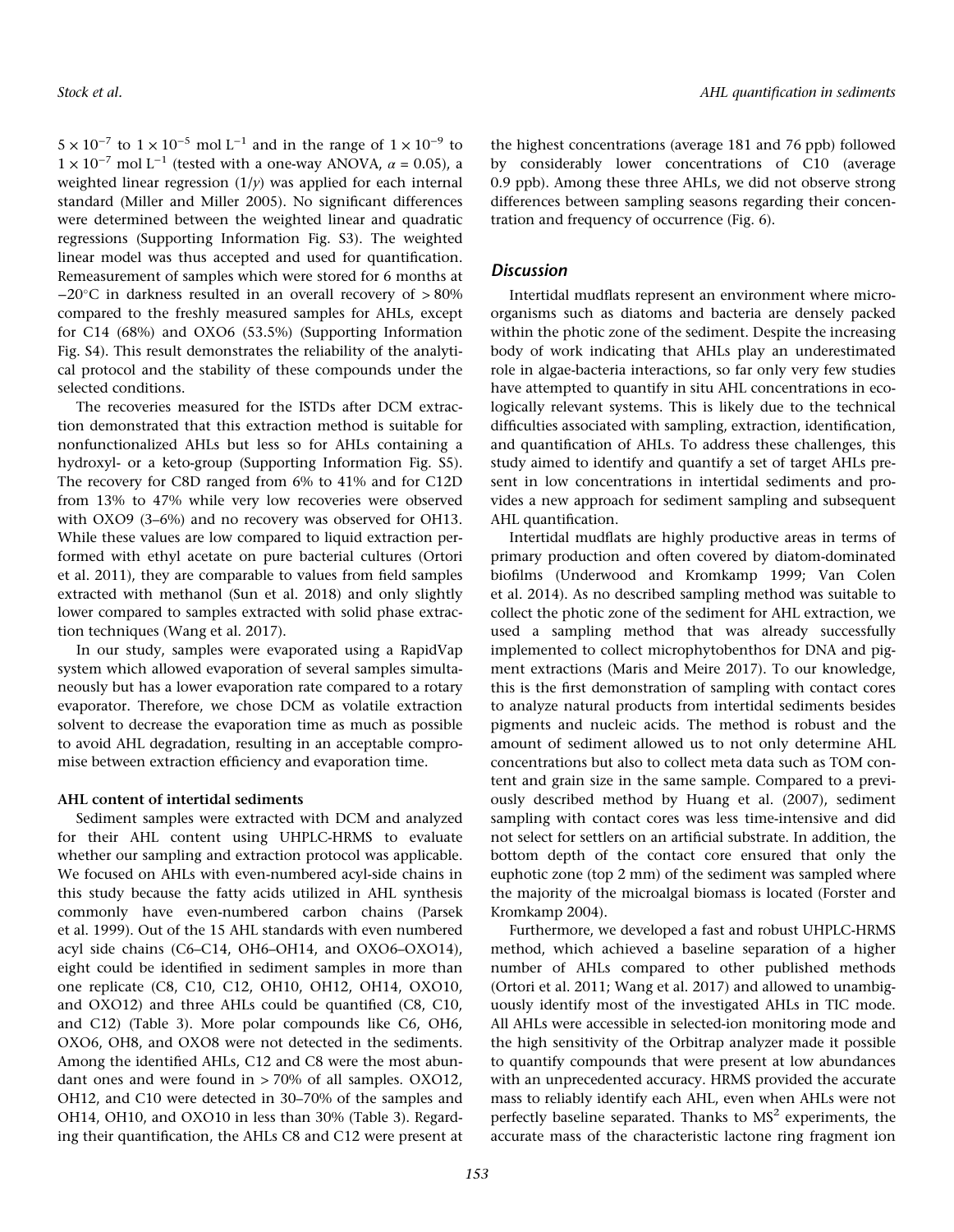$5 \times 10^{-7}$ to $1 \times 10^{-5}$ mol $L^{-1}$ and in the range of $1 \times 10^{-9}$ to $1 \times 10^{-7}$ mol $L^{-1}$ (tested with a one-way ANOVA, $\alpha = 0.05$), a weighted linear regression ($1/y$) was applied for each internal standard (Miller and Miller 2005). No significant differences were determined between the weighted linear and quadratic regressions (Supporting Information Fig. S3). The weighted linear model was thus accepted and used for quantification. Remeasurement of samples which were stored for 6 months at $-20°C$ in darkness resulted in an overall recovery of > 80% compared to the freshly measured samples for AHLs, except for C14 (68%) and OXO6 (53.5%) (Supporting Information Fig. S4). This result demonstrates the reliability of the analytical protocol and the stability of these compounds under the selected conditions.

The recoveries measured for the ISTDs after DCM extraction demonstrated that this extraction method is suitable for nonfunctionalized AHLs but less so for AHLs containing a hydroxyl- or a keto-group (Supporting Information Fig. S5). The recovery for C8D ranged from 6% to 41% and for C12D from 13% to 47% while very low recoveries were observed with OXO9 (3–6%) and no recovery was observed for OH13. While these values are low compared to liquid extraction performed with ethyl acetate on pure bacterial cultures (Ortori et al. 2011), they are comparable to values from field samples extracted with methanol (Sun et al. 2018) and only slightly lower compared to samples extracted with solid phase extraction techniques (Wang et al. 2017).

In our study, samples were evaporated using a RapidVap system which allowed evaporation of several samples simultaneously but has a lower evaporation rate compared to a rotary evaporator. Therefore, we chose DCM as volatile extraction solvent to decrease the evaporation time as much as possible to avoid AHL degradation, resulting in an acceptable compromise between extraction efficiency and evaporation time.

### AHL content of intertidal sediments

Sediment samples were extracted with DCM and analyzed for their AHL content using UHPLC-HRMS to evaluate whether our sampling and extraction protocol was applicable. We focused on AHLs with even-numbered acyl-side chains in this study because the fatty acids utilized in AHL synthesis commonly have even-numbered carbon chains (Parsek et al. 1999). Out of the 15 AHL standards with even numbered acyl side chains (C6–C14, OH6–OH14, and OXO6–OXO14), eight could be identified in sediment samples in more than one replicate (C8, C10, C12, OH10, OH12, OH14, OXO10, and OXO12) and three AHLs could be quantified (C8, C10, and C12) (Table 3). More polar compounds like C6, OH6, OXO6, OH8, and OXO8 were not detected in the sediments. Among the identified AHLs, C12 and C8 were the most abundant ones and were found in > 70% of all samples. OXO12, OH12, and C10 were detected in 30–70% of the samples and OH14, OH10, and OXO10 in less than 30% (Table 3). Regarding their quantification, the AHLs C8 and C12 were present at the highest concentrations (average 181 and 76 ppb) followed by considerably lower concentrations of C10 (average 0.9 ppb). Among these three AHLs, we did not observe strong differences between sampling seasons regarding their concentration and frequency of occurrence (Fig. 6).

## Discussion

Intertidal mudflats represent an environment where microorganisms such as diatoms and bacteria are densely packed within the photic zone of the sediment. Despite the increasing body of work indicating that AHLs play an underestimated role in algae-bacteria interactions, so far only very few studies have attempted to quantify in situ AHL concentrations in ecologically relevant systems. This is likely due to the technical difficulties associated with sampling, extraction, identification, and quantification of AHLs. To address these challenges, this study aimed to identify and quantify a set of target AHLs present in low concentrations in intertidal sediments and provides a new approach for sediment sampling and subsequent AHL quantification.

Intertidal mudflats are highly productive areas in terms of primary production and often covered by diatom-dominated biofilms (Underwood and Kromkamp 1999; Van Colen et al. 2014). As no described sampling method was suitable to collect the photic zone of the sediment for AHL extraction, we used a sampling method that was already successfully implemented to collect microphytobenthos for DNA and pigment extractions (Maris and Meire 2017). To our knowledge, this is the first demonstration of sampling with contact cores to analyze natural products from intertidal sediments besides pigments and nucleic acids. The method is robust and the amount of sediment allowed us to not only determine AHL concentrations but also to collect meta data such as TOM content and grain size in the same sample. Compared to a previously described method by Huang et al. (2007), sediment sampling with contact cores was less time-intensive and did not select for settlers on an artificial substrate. In addition, the bottom depth of the contact core ensured that only the euphotic zone (top 2 mm) of the sediment was sampled where the majority of the microalgal biomass is located (Forster and Kromkamp 2004).

Furthermore, we developed a fast and robust UHPLC-HRMS method, which achieved a baseline separation of a higher number of AHLs compared to other published methods (Ortori et al. 2011; Wang et al. 2017) and allowed to unambiguously identify most of the investigated AHLs in TIC mode. All AHLs were accessible in selected-ion monitoring mode and the high sensitivity of the Orbitrap analyzer made it possible to quantify compounds that were present at low abundances with an unprecedented accuracy. HRMS provided the accurate mass to reliably identify each AHL, even when AHLs were not perfectly baseline separated. Thanks to $MS^2$ experiments, the accurate mass of the characteristic lactone ring fragment ion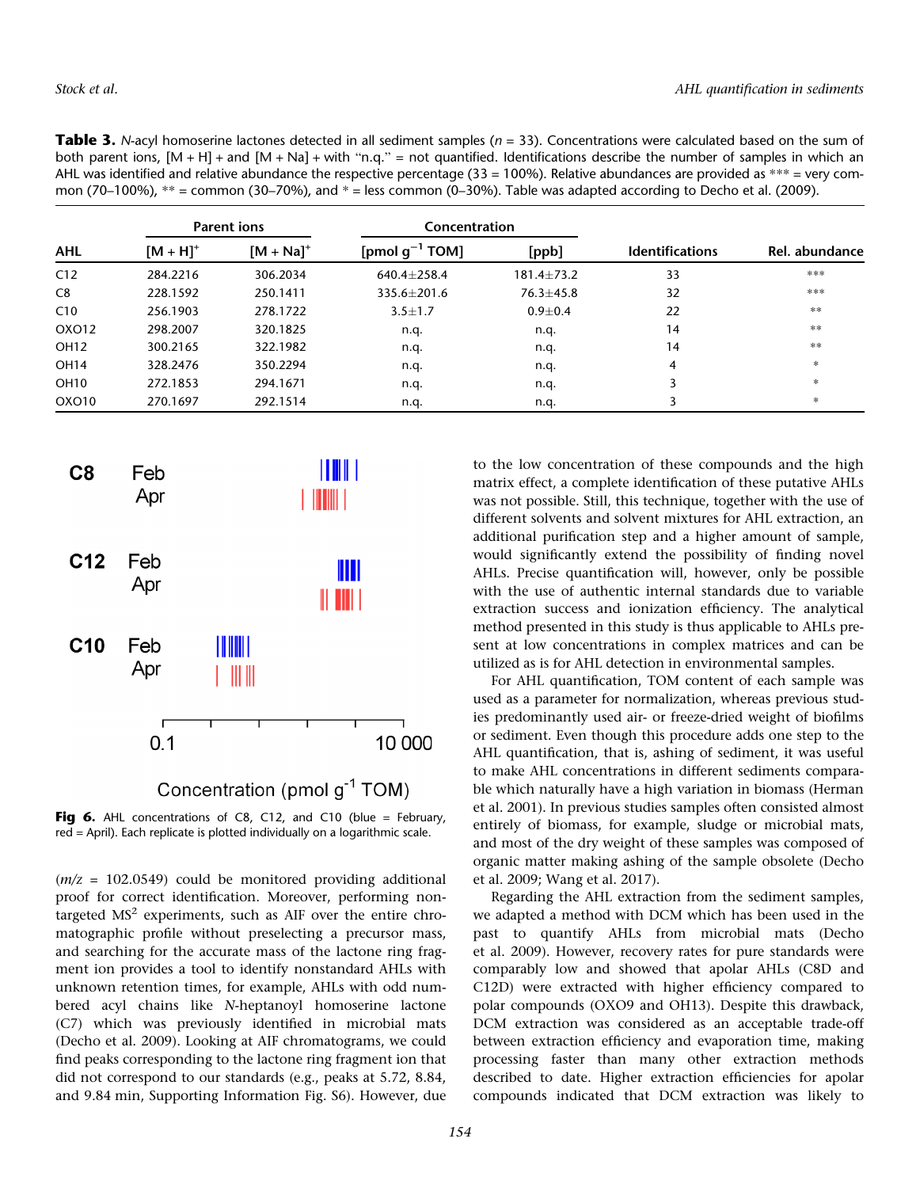**Table 3.** *N*-acyl homoserine lactones detected in all sediment samples (*n* = 33). Concentrations were calculated based on the sum of both parent ions, [M + H] + and [M + Na] + with "n.q." = not quantified. Identifications describe the number of samples in which an AHL was identified and relative abundance the respective percentage (33 = 100%). Relative abundances are provided as *** = very common (70–100%), ** = common (30–70%), and * = less common (0–30%). Table was adapted according to Decho et al. (2009).

| AHL | Parent ions | | Concentration | | Identifications | Rel. abundance |
|---|---|---|---|---|---|---|
| | $[M + H]^+$ | $[M + Na]^+$ | [pmol $g^{-1}$ TOM] | [ppb] | | |
| C12 | 284.2216 | 306.2034 | 640.4±258.4 | 181.4±73.2 | 33 | *** |
| C8 | 228.1592 | 250.1411 | 335.6±201.6 | 76.3±45.8 | 32 | *** |
| C10 | 256.1903 | 278.1722 | 3.5±1.7 | 0.9±0.4 | 22 | ** |
| OXO12 | 298.2007 | 320.1825 | n.q. | n.q. | 14 | ** |
| OH12 | 300.2165 | 322.1982 | n.q. | n.q. | 14 | ** |
| OH14 | 328.2476 | 350.2294 | n.q. | n.q. | 4 | * |
| OH10 | 272.1853 | 294.1671 | n.q. | n.q. | 3 | * |
| OXO10 | 270.1697 | 292.1514 | n.q. | n.q. | 3 | * |

**Fig 6.** AHL concentrations of C8, C12, and C10 (blue = February, red = April). Each replicate is plotted individually on a logarithmic scale.

($m/z$ = 102.0549) could be monitored providing additional proof for correct identification. Moreover, performing non-targeted $MS^2$ experiments, such as AIF over the entire chromatographic profile without preselecting a precursor mass, and searching for the accurate mass of the lactone ring fragment ion provides a tool to identify nonstandard AHLs with unknown retention times, for example, AHLs with odd numbered acyl chains like *N*-heptanoyl homoserine lactone (C7) which was previously identified in microbial mats (Decho et al. 2009). Looking at AIF chromatograms, we could find peaks corresponding to the lactone ring fragment ion that did not correspond to our standards (e.g., peaks at 5.72, 8.84, and 9.84 min, Supporting Information Fig. S6). However, due to the low concentration of these compounds and the high matrix effect, a complete identification of these putative AHLs was not possible. Still, this technique, together with the use of different solvents and solvent mixtures for AHL extraction, an additional purification step and a higher amount of sample, would significantly extend the possibility of finding novel AHLs. Precise quantification will, however, only be possible with the use of authentic internal standards due to variable extraction success and ionization efficiency. The analytical method presented in this study is thus applicable to AHLs present at low concentrations in complex matrices and can be utilized as is for AHL detection in environmental samples.

For AHL quantification, TOM content of each sample was used as a parameter for normalization, whereas previous studies predominantly used air- or freeze-dried weight of biofilms or sediment. Even though this procedure adds one step to the AHL quantification, that is, ashing of sediment, it was useful to make AHL concentrations in different sediments comparable which naturally have a high variation in biomass (Herman et al. 2001). In previous studies samples often consisted almost entirely of biomass, for example, sludge or microbial mats, and most of the dry weight of these samples was composed of organic matter making ashing of the sample obsolete (Decho et al. 2009; Wang et al. 2017).

Regarding the AHL extraction from the sediment samples, we adapted a method with DCM which has been used in the past to quantify AHLs from microbial mats (Decho et al. 2009). However, recovery rates for pure standards were comparably low and showed that apolar AHLs (C8D and C12D) were extracted with higher efficiency compared to polar compounds (OXO9 and OH13). Despite this drawback, DCM extraction was considered as an acceptable trade-off between extraction efficiency and evaporation time, making processing faster than many other extraction methods described to date. Higher extraction efficiencies for apolar compounds indicated that DCM extraction was likely to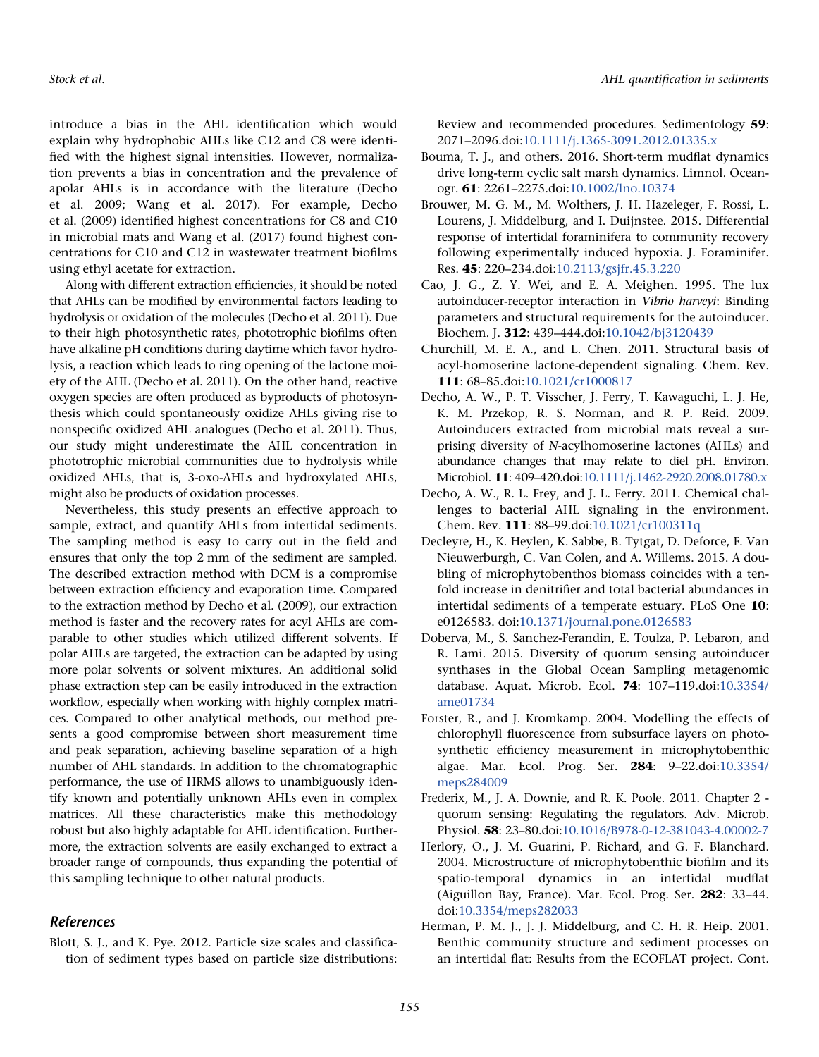introduce a bias in the AHL identification which would explain why hydrophobic AHLs like C12 and C8 were identified with the highest signal intensities. However, normalization prevents a bias in concentration and the prevalence of apolar AHLs is in accordance with the literature (Decho et al. 2009; Wang et al. 2017). For example, Decho et al. (2009) identified highest concentrations for C8 and C10 in microbial mats and Wang et al. (2017) found highest concentrations for C10 and C12 in wastewater treatment biofilms using ethyl acetate for extraction.

Along with different extraction efficiencies, it should be noted that AHLs can be modified by environmental factors leading to hydrolysis or oxidation of the molecules (Decho et al. 2011). Due to their high photosynthetic rates, phototrophic biofilms often have alkaline pH conditions during daytime which favor hydrolysis, a reaction which leads to ring opening of the lactone moiety of the AHL (Decho et al. 2011). On the other hand, reactive oxygen species are often produced as byproducts of photosynthesis which could spontaneously oxidize AHLs giving rise to nonspecific oxidized AHL analogues (Decho et al. 2011). Thus, our study might underestimate the AHL concentration in phototrophic microbial communities due to hydrolysis while oxidized AHLs, that is, 3-oxo-AHLs and hydroxylated AHLs, might also be products of oxidation processes.

Nevertheless, this study presents an effective approach to sample, extract, and quantify AHLs from intertidal sediments. The sampling method is easy to carry out in the field and ensures that only the top 2 mm of the sediment are sampled. The described extraction method with DCM is a compromise between extraction efficiency and evaporation time. Compared to the extraction method by Decho et al. (2009), our extraction method is faster and the recovery rates for acyl AHLs are comparable to other studies which utilized different solvents. If polar AHLs are targeted, the extraction can be adapted by using more polar solvents or solvent mixtures. An additional solid phase extraction step can be easily introduced in the extraction workflow, especially when working with highly complex matrices. Compared to other analytical methods, our method presents a good compromise between short measurement time and peak separation, achieving baseline separation of a high number of AHL standards. In addition to the chromatographic performance, the use of HRMS allows to unambiguously identify known and potentially unknown AHLs even in complex matrices. All these characteristics make this methodology robust but also highly adaptable for AHL identification. Furthermore, the extraction solvents are easily exchanged to extract a broader range of compounds, thus expanding the potential of this sampling technique to other natural products.

## References

Blott, S. J., and K. Pye. 2012. Particle size scales and classification of sediment types based on particle size distributions: Review and recommended procedures. Sedimentology **59**: 2071–2096.doi:10.1111/j.1365-3091.2012.01335.x

Bouma, T. J., and others. 2016. Short-term mudflat dynamics drive long-term cyclic salt marsh dynamics. Limnol. Oceanogr. **61**: 2261–2275.doi:10.1002/lno.10374

Brouwer, M. G. M., M. Wolthers, J. H. Hazeleger, F. Rossi, L. Lourens, J. Middelburg, and I. Duijnstee. 2015. Differential response of intertidal foraminifera to community recovery following experimentally induced hypoxia. J. Foraminifer. Res. **45**: 220–234.doi:10.2113/gsjfr.45.3.220

Cao, J. G., Z. Y. Wei, and E. A. Meighen. 1995. The lux autoinducer-receptor interaction in *Vibrio harveyi*: Binding parameters and structural requirements for the autoinducer. Biochem. J. **312**: 439–444.doi:10.1042/bj3120439

Churchill, M. E. A., and L. Chen. 2011. Structural basis of acyl-homoserine lactone-dependent signaling. Chem. Rev. **111**: 68–85.doi:10.1021/cr1000817

Decho, A. W., P. T. Visscher, J. Ferry, T. Kawaguchi, L. J. He, K. M. Przekop, R. S. Norman, and R. P. Reid. 2009. Autoinducers extracted from microbial mats reveal a surprising diversity of *N*-acylhomoserine lactones (AHLs) and abundance changes that may relate to diel pH. Environ. Microbiol. **11**: 409–420.doi:10.1111/j.1462-2920.2008.01780.x

Decho, A. W., R. L. Frey, and J. L. Ferry. 2011. Chemical challenges to bacterial AHL signaling in the environment. Chem. Rev. **111**: 88–99.doi:10.1021/cr100311q

Decleyre, H., K. Heylen, K. Sabbe, B. Tytgat, D. Deforce, F. Van Nieuwerburgh, C. Van Colen, and A. Willems. 2015. A doubling of microphytobenthos biomass coincides with a tenfold increase in denitrifier and total bacterial abundances in intertidal sediments of a temperate estuary. PLoS One **10**: e0126583. doi:10.1371/journal.pone.0126583

Doberva, M., S. Sanchez-Ferandin, E. Toulza, P. Lebaron, and R. Lami. 2015. Diversity of quorum sensing autoinducer synthases in the Global Ocean Sampling metagenomic database. Aquat. Microb. Ecol. **74**: 107–119.doi:10.3354/ame01734

Forster, R., and J. Kromkamp. 2004. Modelling the effects of chlorophyll fluorescence from subsurface layers on photosynthetic efficiency measurement in microphytobenthic algae. Mar. Ecol. Prog. Ser. **284**: 9–22.doi:10.3354/meps284009

Frederix, M., J. A. Downie, and R. K. Poole. 2011. Chapter 2 - quorum sensing: Regulating the regulators. Adv. Microb. Physiol. **58**: 23–80.doi:10.1016/B978-0-12-381043-4.00002-7

Herlory, O., J. M. Guarini, P. Richard, and G. F. Blanchard. 2004. Microstructure of microphytobenthic biofilm and its spatio-temporal dynamics in an intertidal mudflat (Aiguillon Bay, France). Mar. Ecol. Prog. Ser. **282**: 33–44. doi:10.3354/meps282033

Herman, P. M. J., J. J. Middelburg, and C. H. R. Heip. 2001. Benthic community structure and sediment processes on an intertidal flat: Results from the ECOFLAT project. Cont.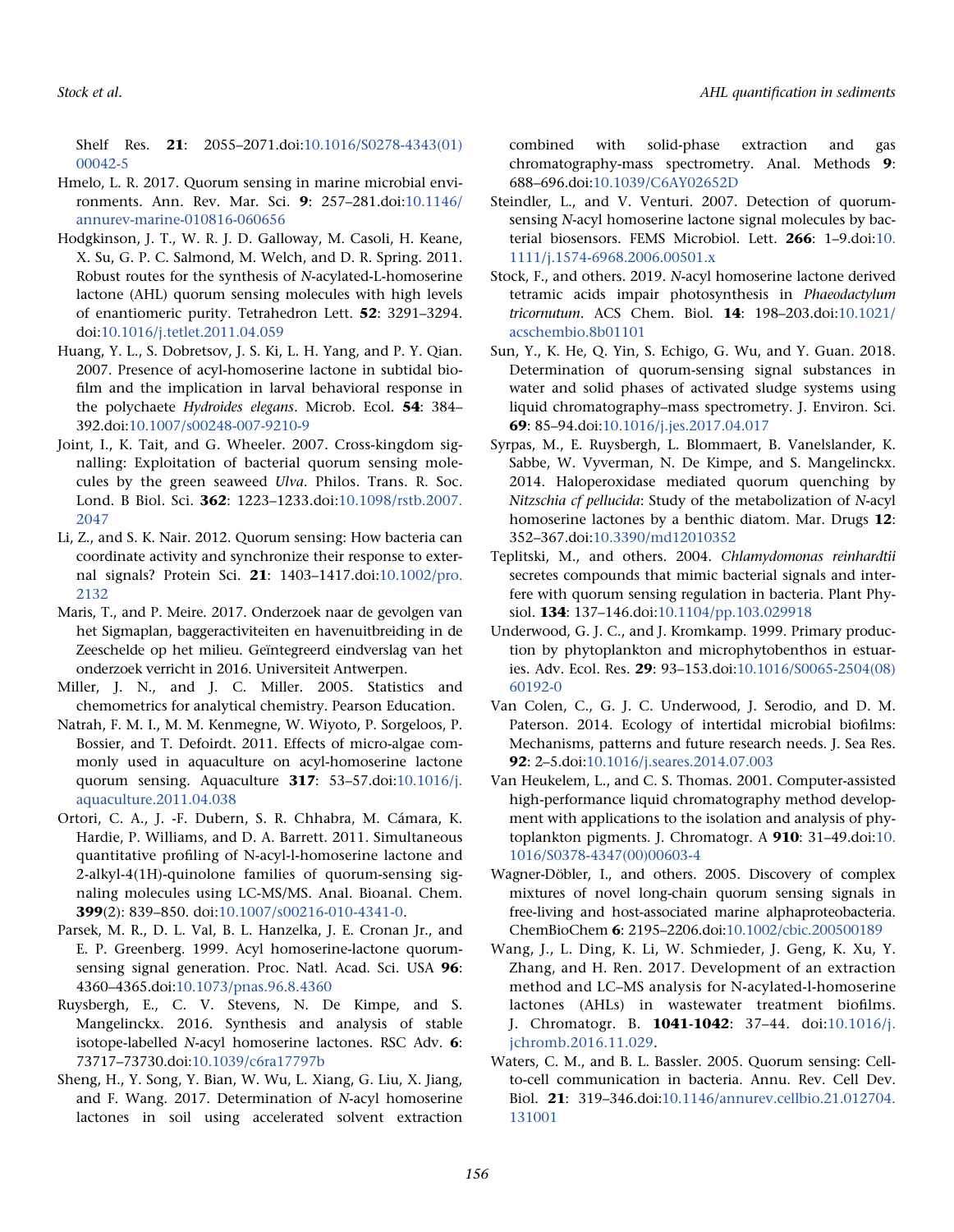Shelf Res. **21**: 2055–2071.doi:10.1016/S0278-4343(01)00042-5

Hmelo, L. R. 2017. Quorum sensing in marine microbial environments. Ann. Rev. Mar. Sci. **9**: 257–281.doi:10.1146/annurev-marine-010816-060656

Hodgkinson, J. T., W. R. J. D. Galloway, M. Casoli, H. Keane, X. Su, G. P. C. Salmond, M. Welch, and D. R. Spring. 2011. Robust routes for the synthesis of *N*-acylated-L-homoserine lactone (AHL) quorum sensing molecules with high levels of enantiomeric purity. Tetrahedron Lett. **52**: 3291–3294. doi:10.1016/j.tetlet.2011.04.059

Huang, Y. L., S. Dobretsov, J. S. Ki, L. H. Yang, and P. Y. Qian. 2007. Presence of acyl-homoserine lactone in subtidal biofilm and the implication in larval behavioral response in the polychaete *Hydroides elegans*. Microb. Ecol. **54**: 384–392.doi:10.1007/s00248-007-9210-9

Joint, I., K. Tait, and G. Wheeler. 2007. Cross-kingdom signalling: Exploitation of bacterial quorum sensing molecules by the green seaweed *Ulva*. Philos. Trans. R. Soc. Lond. B Biol. Sci. **362**: 1223–1233.doi:10.1098/rstb.2007.2047

Li, Z., and S. K. Nair. 2012. Quorum sensing: How bacteria can coordinate activity and synchronize their response to external signals? Protein Sci. **21**: 1403–1417.doi:10.1002/pro.2132

Maris, T., and P. Meire. 2017. Onderzoek naar de gevolgen van het Sigmaplan, baggeractiviteiten en havenuitbreiding in de Zeeschelde op het milieu. Geïntegreerd eindverslag van het onderzoek verricht in 2016. Universiteit Antwerpen.

Miller, J. N., and J. C. Miller. 2005. Statistics and chemometrics for analytical chemistry. Pearson Education.

Natrah, F. M. I., M. M. Kenmegne, W. Wiyoto, P. Sorgeloos, P. Bossier, and T. Defoirdt. 2011. Effects of micro-algae commonly used in aquaculture on acyl-homoserine lactone quorum sensing. Aquaculture **317**: 53–57.doi:10.1016/j.aquaculture.2011.04.038

Ortori, C. A., J. -F. Dubern, S. R. Chhabra, M. Cámara, K. Hardie, P. Williams, and D. A. Barrett. 2011. Simultaneous quantitative profiling of N-acyl-l-homoserine lactone and 2-alkyl-4(1H)-quinolone families of quorum-sensing signaling molecules using LC-MS/MS. Anal. Bioanal. Chem. **399**(2): 839–850. doi:10.1007/s00216-010-4341-0.

Parsek, M. R., D. L. Val, B. L. Hanzelka, J. E. Cronan Jr., and E. P. Greenberg. 1999. Acyl homoserine-lactone quorum-sensing signal generation. Proc. Natl. Acad. Sci. USA **96**: 4360–4365.doi:10.1073/pnas.96.8.4360

Ruysbergh, E., C. V. Stevens, N. De Kimpe, and S. Mangelinckx. 2016. Synthesis and analysis of stable isotope-labelled *N*-acyl homoserine lactones. RSC Adv. **6**: 73717–73730.doi:10.1039/c6ra17797b

Sheng, H., Y. Song, Y. Bian, W. Wu, L. Xiang, G. Liu, X. Jiang, and F. Wang. 2017. Determination of *N*-acyl homoserine lactones in soil using accelerated solvent extraction combined with solid-phase extraction and gas chromatography-mass spectrometry. Anal. Methods **9**: 688–696.doi:10.1039/C6AY02652D

Steindler, L., and V. Venturi. 2007. Detection of quorum-sensing *N*-acyl homoserine lactone signal molecules by bacterial biosensors. FEMS Microbiol. Lett. **266**: 1–9.doi:10.1111/j.1574-6968.2006.00501.x

Stock, F., and others. 2019. *N*-acyl homoserine lactone derived tetramic acids impair photosynthesis in *Phaeodactylum tricornutum*. ACS Chem. Biol. **14**: 198–203.doi:10.1021/acschembio.8b01101

Sun, Y., K. He, Q. Yin, S. Echigo, G. Wu, and Y. Guan. 2018. Determination of quorum-sensing signal substances in water and solid phases of activated sludge systems using liquid chromatography–mass spectrometry. J. Environ. Sci. **69**: 85–94.doi:10.1016/j.jes.2017.04.017

Syrpas, M., E. Ruysbergh, L. Blommaert, B. Vanelslander, K. Sabbe, W. Vyverman, N. De Kimpe, and S. Mangelinckx. 2014. Haloperoxidase mediated quorum quenching by *Nitzschia cf pellucida*: Study of the metabolization of *N*-acyl homoserine lactones by a benthic diatom. Mar. Drugs **12**: 352–367.doi:10.3390/md12010352

Teplitski, M., and others. 2004. *Chlamydomonas reinhardtii* secretes compounds that mimic bacterial signals and interfere with quorum sensing regulation in bacteria. Plant Physiol. **134**: 137–146.doi:10.1104/pp.103.029918

Underwood, G. J. C., and J. Kromkamp. 1999. Primary production by phytoplankton and microphytobenthos in estuaries. Adv. Ecol. Res. **29**: 93–153.doi:10.1016/S0065-2504(08)60192-0

Van Colen, C., G. J. C. Underwood, J. Serodio, and D. M. Paterson. 2014. Ecology of intertidal microbial biofilms: Mechanisms, patterns and future research needs. J. Sea Res. **92**: 2–5.doi:10.1016/j.seares.2014.07.003

Van Heukelem, L., and C. S. Thomas. 2001. Computer-assisted high-performance liquid chromatography method development with applications to the isolation and analysis of phytoplankton pigments. J. Chromatogr. A **910**: 31–49.doi:10.1016/S0378-4347(00)00603-4

Wagner-Döbler, I., and others. 2005. Discovery of complex mixtures of novel long-chain quorum sensing signals in free-living and host-associated marine alphaproteobacteria. ChemBioChem **6**: 2195–2206.doi:10.1002/cbic.200500189

Wang, J., L. Ding, K. Li, W. Schmieder, J. Geng, K. Xu, Y. Zhang, and H. Ren. 2017. Development of an extraction method and LC–MS analysis for N-acylated-l-homoserine lactones (AHLs) in wastewater treatment biofilms. J. Chromatogr. B. **1041-1042**: 37–44. doi:10.1016/j.jchromb.2016.11.029.

Waters, C. M., and B. L. Bassler. 2005. Quorum sensing: Cell-to-cell communication in bacteria. Annu. Rev. Cell Dev. Biol. **21**: 319–346.doi:10.1146/annurev.cellbio.21.012704.131001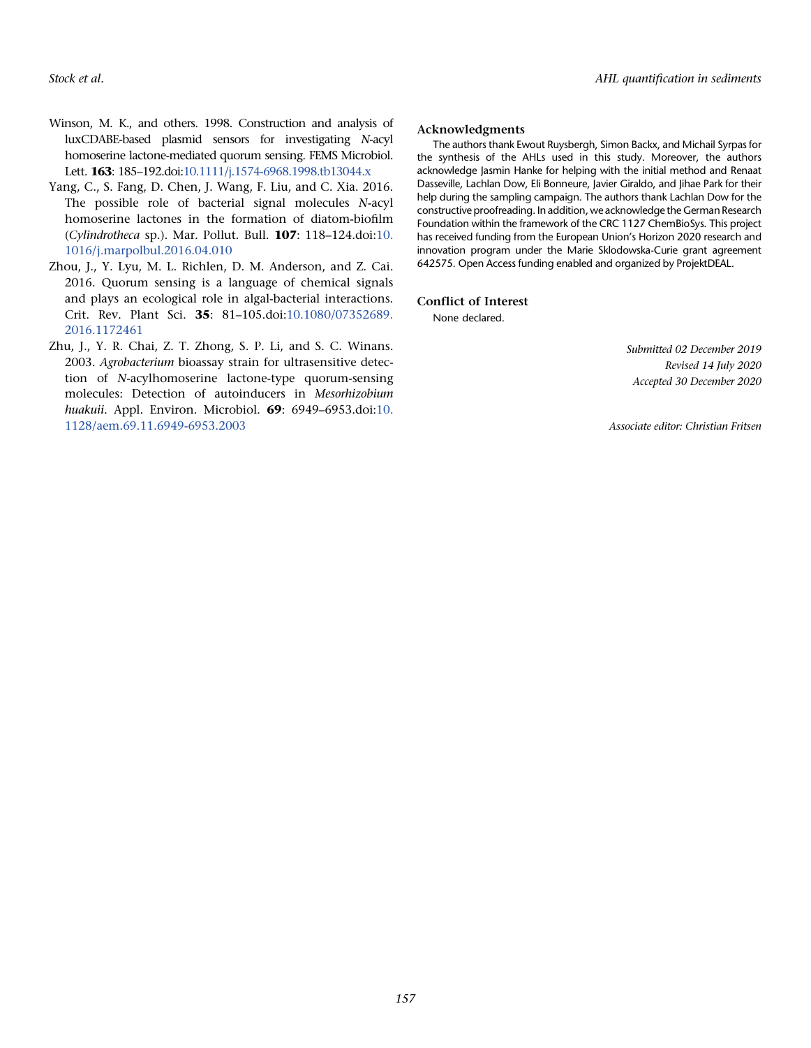Winson, M. K., and others. 1998. Construction and analysis of luxCDABE-based plasmid sensors for investigating *N*-acyl homoserine lactone-mediated quorum sensing. FEMS Microbiol. Lett. **163**: 185–192.doi:10.1111/j.1574-6968.1998.tb13044.x

Yang, C., S. Fang, D. Chen, J. Wang, F. Liu, and C. Xia. 2016. The possible role of bacterial signal molecules *N*-acyl homoserine lactones in the formation of diatom-biofilm (*Cylindrotheca* sp.). Mar. Pollut. Bull. **107**: 118–124.doi:10.1016/j.marpolbul.2016.04.010

Zhou, J., Y. Lyu, M. L. Richlen, D. M. Anderson, and Z. Cai. 2016. Quorum sensing is a language of chemical signals and plays an ecological role in algal-bacterial interactions. Crit. Rev. Plant Sci. **35**: 81–105.doi:10.1080/07352689.2016.1172461

Zhu, J., Y. R. Chai, Z. T. Zhong, S. P. Li, and S. C. Winans. 2003. *Agrobacterium* bioassay strain for ultrasensitive detection of *N*-acylhomoserine lactone-type quorum-sensing molecules: Detection of autoinducers in *Mesorhizobium huakuii*. Appl. Environ. Microbiol. **69**: 6949–6953.doi:10.1128/aem.69.11.6949-6953.2003

## Acknowledgments

The authors thank Ewout Ruysbergh, Simon Backx, and Michail Syrpas for the synthesis of the AHLs used in this study. Moreover, the authors acknowledge Jasmin Hanke for helping with the initial method and Renaat Dasseville, Lachlan Dow, Eli Bonneure, Javier Giraldo, and Jihae Park for their help during the sampling campaign. The authors thank Lachlan Dow for the constructive proofreading. In addition, we acknowledge the German Research Foundation within the framework of the CRC 1127 ChemBioSys. This project has received funding from the European Union's Horizon 2020 research and innovation program under the Marie Sklodowska-Curie grant agreement 642575. Open Access funding enabled and organized by ProjektDEAL.

## Conflict of Interest

None declared.

*Submitted 02 December 2019*
*Revised 14 July 2020*
*Accepted 30 December 2020*

*Associate editor: Christian Fritsen*